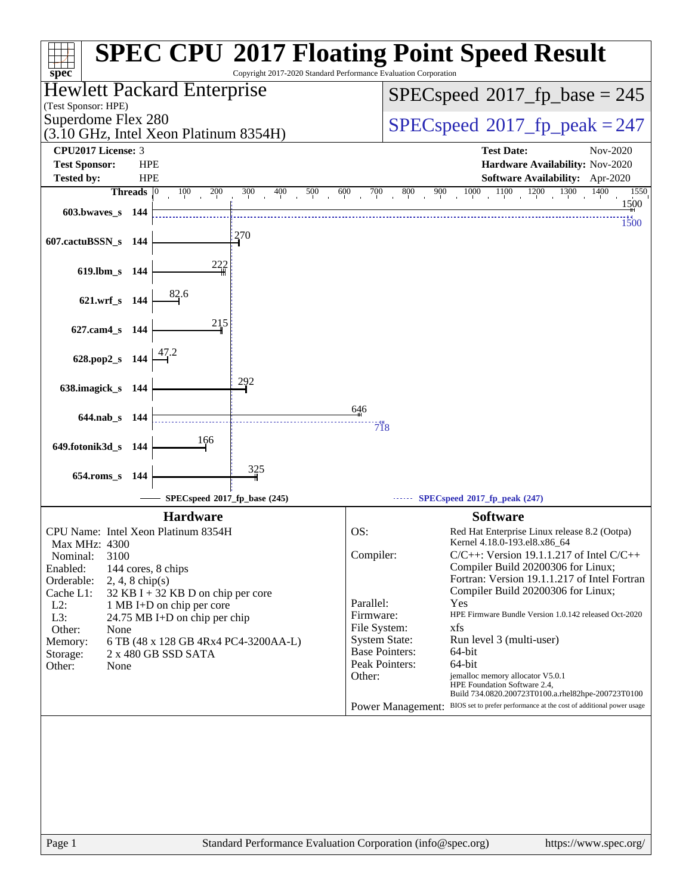# SPEC CPU 2017 Floating Point Speed Result

Copyright 2017-2020 Standard Performance Evaluation Corporation

**Hewlett Packard Enterprise**
(Test Sponsor: HPE)
Superdome Flex 280
(3.10 GHz, Intel Xeon Platinum 8354H)

SPECspeed 2017_fp_base = 245

SPECspeed 2017_fp_peak = 247

| | | | |
|---|---|---|---|
| **CPU2017 License:** | 3 | **Test Date:** | Nov-2020 |
| **Test Sponsor:** | HPE | **Hardware Availability:** | Nov-2020 |
| **Tested by:** | HPE | **Software Availability:** | Apr-2020 |

| Benchmark | Threads | Base | Peak |
|---|---|---|---|
| 603.bwaves_s | 144 | 1500 | 1500 |
| 607.cactuBSSN_s | 144 | 270 | |
| 619.lbm_s | 144 | 222 | |
| 621.wrf_s | 144 | 82.6 | |
| 627.cam4_s | 144 | 215 | |
| 628.pop2_s | 144 | 47.2 | |
| 638.imagick_s | 144 | 292 | |
| 644.nab_s | 144 | 646 | 718 |
| 649.fotonik3d_s | 144 | 166 | |
| 654.roms_s | 144 | 325 | |

SPECspeed 2017_fp_base (245) — SPECspeed 2017_fp_peak (247)

## Hardware

| | |
|---|---|
| CPU Name: | Intel Xeon Platinum 8354H |
| Max MHz: | 4300 |
| Nominal: | 3100 |
| Enabled: | 144 cores, 8 chips |
| Orderable: | 2, 4, 8 chip(s) |
| Cache L1: | 32 KB I + 32 KB D on chip per core |
| L2: | 1 MB I+D on chip per core |
| L3: | 24.75 MB I+D on chip per chip |
| Other: | None |
| Memory: | 6 TB (48 x 128 GB 4Rx4 PC4-3200AA-L) |
| Storage: | 2 x 480 GB SSD SATA |
| Other: | None |

## Software

| | |
|---|---|
| OS: | Red Hat Enterprise Linux release 8.2 (Ootpa) Kernel 4.18.0-193.el8.x86_64 |
| Compiler: | C/C++: Version 19.1.1.217 of Intel C/C++ Compiler Build 20200306 for Linux; Fortran: Version 19.1.1.217 of Intel Fortran Compiler Build 20200306 for Linux; |
| Parallel: | Yes |
| Firmware: | HPE Firmware Bundle Version 1.0.142 released Oct-2020 |
| File System: | xfs |
| System State: | Run level 3 (multi-user) |
| Base Pointers: | 64-bit |
| Peak Pointers: | 64-bit |
| Other: | jemalloc memory allocator V5.0.1 HPE Foundation Software 2.4, Build 734.0820.200723T0100.a.rhel82hpe-200723T0100 |
| Power Management: | BIOS set to prefer performance at the cost of additional power usage |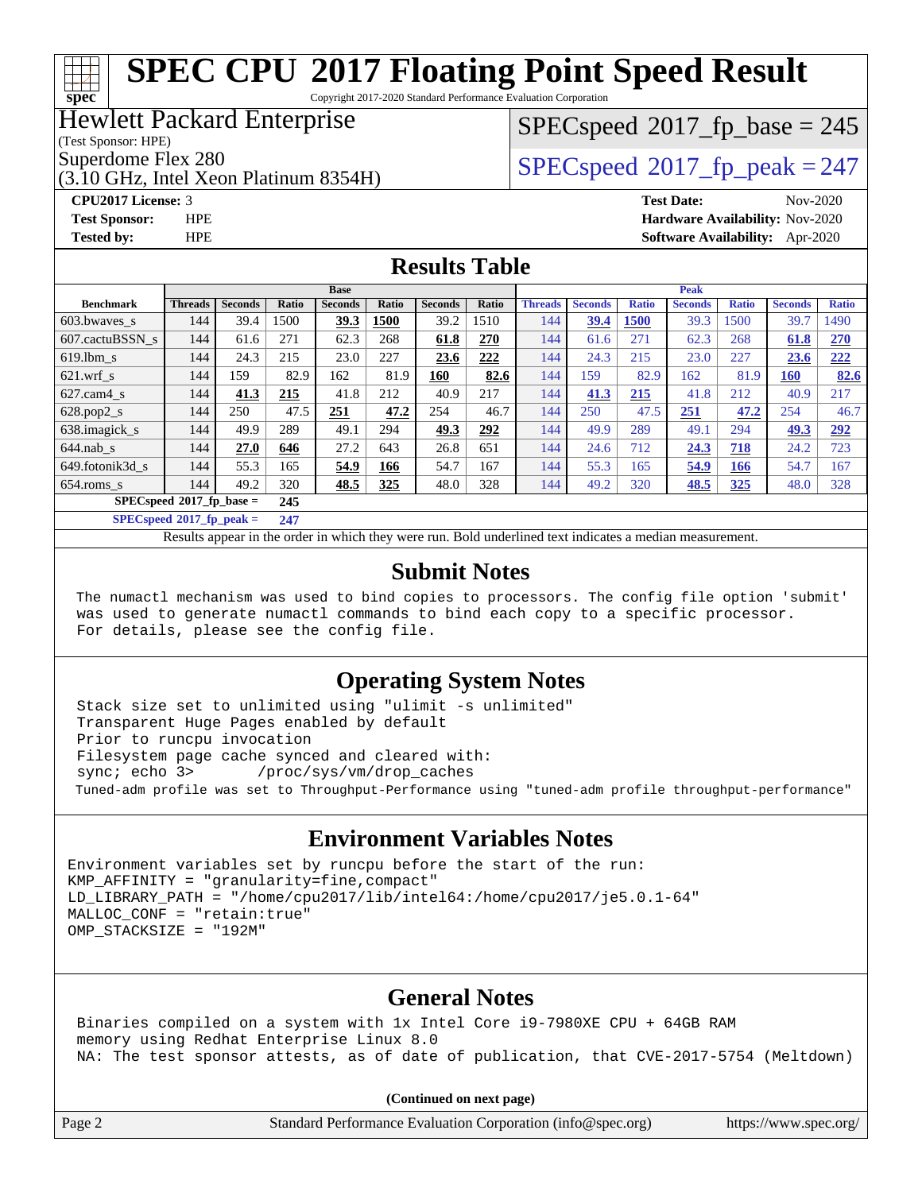# SPEC CPU 2017 Floating Point Speed Result

Copyright 2017-2020 Standard Performance Evaluation Corporation

**Hewlett Packard Enterprise**
(Test Sponsor: HPE)
Superdome Flex 280
(3.10 GHz, Intel Xeon Platinum 8354H)

SPECspeed 2017_fp_base = 245
SPECspeed 2017_fp_peak = 247

**CPU2017 License:** 3
**Test Sponsor:** HPE
**Tested by:** HPE
**Test Date:** Nov-2020
**Hardware Availability:** Nov-2020
**Software Availability:** Apr-2020

## Results Table

| Benchmark | Base | | | | | | | Peak | | | | | | |
|---|---|---|---|---|---|---|---|---|---|---|---|---|---|---|
| | Threads | Seconds | Ratio | Seconds | Ratio | Seconds | Ratio | Threads | Seconds | Ratio | Seconds | Ratio | Seconds | Ratio |
| 603.bwaves_s | 144 | 39.4 | 1500 | **39.3** | **1500** | 39.2 | 1510 | 144 | **39.4** | **1500** | 39.3 | 1500 | 39.7 | 1490 |
| 607.cactuBSSN_s | 144 | 61.6 | 271 | 62.3 | 268 | **61.8** | **270** | 144 | 61.6 | 271 | 62.3 | 268 | **61.8** | **270** |
| 619.lbm_s | 144 | 24.3 | 215 | 23.0 | 227 | **23.6** | **222** | 144 | 24.3 | 215 | 23.0 | 227 | **23.6** | **222** |
| 621.wrf_s | 144 | 159 | 82.9 | 162 | 81.9 | **160** | **82.6** | 144 | 159 | 82.9 | 162 | 81.9 | **160** | **82.6** |
| 627.cam4_s | 144 | **41.3** | **215** | 41.8 | 212 | 40.9 | 217 | 144 | **41.3** | **215** | 41.8 | 212 | 40.9 | 217 |
| 628.pop2_s | 144 | 250 | 47.5 | **251** | **47.2** | 254 | 46.7 | 144 | 250 | 47.5 | **251** | **47.2** | 254 | 46.7 |
| 638.imagick_s | 144 | 49.9 | 289 | 49.1 | 294 | **49.3** | **292** | 144 | 49.9 | 289 | 49.1 | 294 | **49.3** | **292** |
| 644.nab_s | 144 | **27.0** | **646** | 27.2 | 643 | 26.8 | 651 | 144 | 24.6 | 712 | **24.3** | **718** | 24.2 | 723 |
| 649.fotonik3d_s | 144 | 55.3 | 165 | **54.9** | **166** | 54.7 | 167 | 144 | 55.3 | 165 | **54.9** | **166** | 54.7 | 167 |
| 654.roms_s | 144 | 49.2 | 320 | **48.5** | **325** | 48.0 | 328 | 144 | 49.2 | 320 | **48.5** | **325** | 48.0 | 328 |

SPECspeed 2017_fp_base = **245**

SPECspeed 2017_fp_peak = **247**

Results appear in the order in which they were run. Bold underlined text indicates a median measurement.

## Submit Notes

```
The numactl mechanism was used to bind copies to processors. The config file option 'submit'
was used to generate numactl commands to bind each copy to a specific processor.
For details, please see the config file.
```

## Operating System Notes

```
Stack size set to unlimited using "ulimit -s unlimited"
Transparent Huge Pages enabled by default
Prior to runcpu invocation
Filesystem page cache synced and cleared with:
sync; echo 3>       /proc/sys/vm/drop_caches
Tuned-adm profile was set to Throughput-Performance using "tuned-adm profile throughput-performance"
```

## Environment Variables Notes

```
Environment variables set by runcpu before the start of the run:
KMP_AFFINITY = "granularity=fine,compact"
LD_LIBRARY_PATH = "/home/cpu2017/lib/intel64:/home/cpu2017/je5.0.1-64"
MALLOC_CONF = "retain:true"
OMP_STACKSIZE = "192M"
```

## General Notes

```
Binaries compiled on a system with 1x Intel Core i9-7980XE CPU + 64GB RAM
memory using Redhat Enterprise Linux 8.0
NA: The test sponsor attests, as of date of publication, that CVE-2017-5754 (Meltdown)
```

**(Continued on next page)**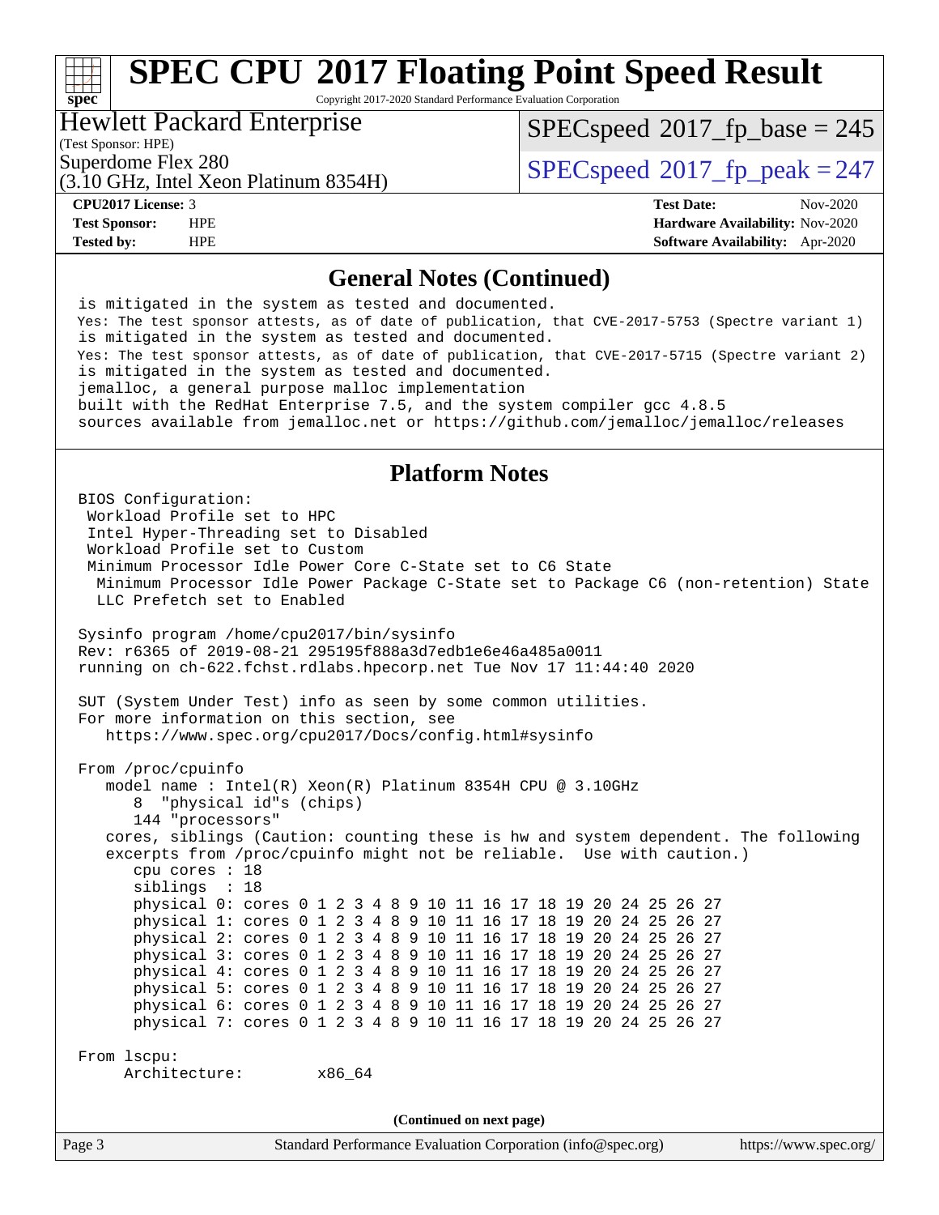# SPEC CPU 2017 Floating Point Speed Result

Copyright 2017-2020 Standard Performance Evaluation Corporation

**Hewlett Packard Enterprise**
(Test Sponsor: HPE)
Superdome Flex 280
(3.10 GHz, Intel Xeon Platinum 8354H)

SPECspeed 2017_fp_base = 245
SPECspeed 2017_fp_peak = 247

| | | | |
|---|---|---|---|
| **CPU2017 License:** | 3 | **Test Date:** | Nov-2020 |
| **Test Sponsor:** | HPE | **Hardware Availability:** | Nov-2020 |
| **Tested by:** | HPE | **Software Availability:** | Apr-2020 |

## General Notes (Continued)

```
is mitigated in the system as tested and documented.
Yes: The test sponsor attests, as of date of publication, that CVE-2017-5753 (Spectre variant 1)
is mitigated in the system as tested and documented.
Yes: The test sponsor attests, as of date of publication, that CVE-2017-5715 (Spectre variant 2)
is mitigated in the system as tested and documented.
jemalloc, a general purpose malloc implementation
built with the RedHat Enterprise 7.5, and the system compiler gcc 4.8.5
sources available from jemalloc.net or https://github.com/jemalloc/jemalloc/releases
```

## Platform Notes

```
BIOS Configuration:
 Workload Profile set to HPC
 Intel Hyper-Threading set to Disabled
 Workload Profile set to Custom
 Minimum Processor Idle Power Core C-State set to C6 State
  Minimum Processor Idle Power Package C-State set to Package C6 (non-retention) State
  LLC Prefetch set to Enabled

Sysinfo program /home/cpu2017/bin/sysinfo
Rev: r6365 of 2019-08-21 295195f888a3d7edb1e6e46a485a0011
running on ch-622.fchst.rdlabs.hpecorp.net Tue Nov 17 11:44:40 2020

SUT (System Under Test) info as seen by some common utilities.
For more information on this section, see
   https://www.spec.org/cpu2017/Docs/config.html#sysinfo

From /proc/cpuinfo
   model name : Intel(R) Xeon(R) Platinum 8354H CPU @ 3.10GHz
      8  "physical id"s (chips)
      144 "processors"
   cores, siblings (Caution: counting these is hw and system dependent. The following
   excerpts from /proc/cpuinfo might not be reliable.  Use with caution.)
      cpu cores : 18
      siblings  : 18
      physical 0: cores 0 1 2 3 4 8 9 10 11 16 17 18 19 20 24 25 26 27
      physical 1: cores 0 1 2 3 4 8 9 10 11 16 17 18 19 20 24 25 26 27
      physical 2: cores 0 1 2 3 4 8 9 10 11 16 17 18 19 20 24 25 26 27
      physical 3: cores 0 1 2 3 4 8 9 10 11 16 17 18 19 20 24 25 26 27
      physical 4: cores 0 1 2 3 4 8 9 10 11 16 17 18 19 20 24 25 26 27
      physical 5: cores 0 1 2 3 4 8 9 10 11 16 17 18 19 20 24 25 26 27
      physical 6: cores 0 1 2 3 4 8 9 10 11 16 17 18 19 20 24 25 26 27
      physical 7: cores 0 1 2 3 4 8 9 10 11 16 17 18 19 20 24 25 26 27

From lscpu:
     Architecture:        x86_64
```

(Continued on next page)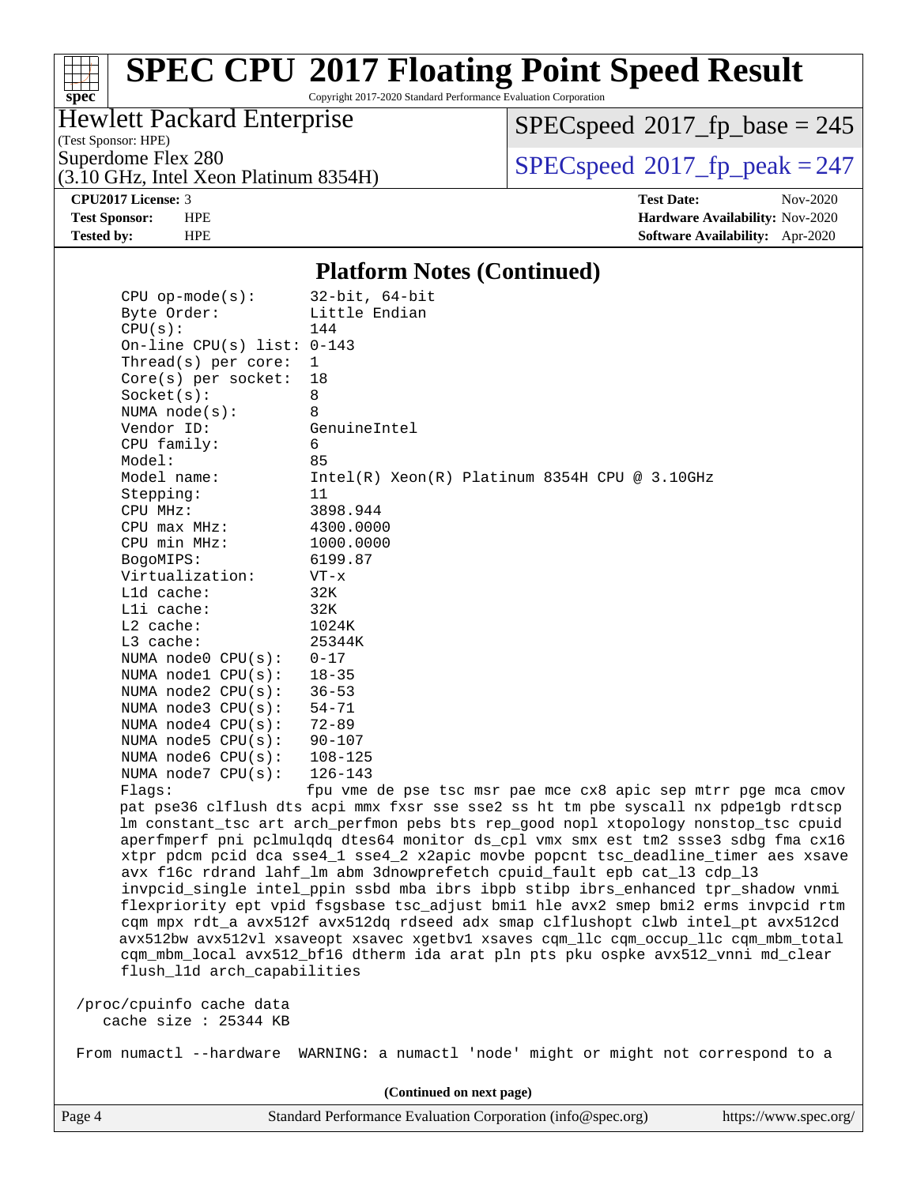## Platform Notes (Continued)

```
CPU op-mode(s):        32-bit, 64-bit
Byte Order:            Little Endian
CPU(s):                144
On-line CPU(s) list:   0-143
Thread(s) per core:    1
Core(s) per socket:    18
Socket(s):             8
NUMA node(s):          8
Vendor ID:             GenuineIntel
CPU family:            6
Model:                 85
Model name:            Intel(R) Xeon(R) Platinum 8354H CPU @ 3.10GHz
Stepping:              11
CPU MHz:               3898.944
CPU max MHz:           4300.0000
CPU min MHz:           1000.0000
BogoMIPS:              6199.87
Virtualization:        VT-x
L1d cache:             32K
L1i cache:             32K
L2 cache:              1024K
L3 cache:              25344K
NUMA node0 CPU(s):     0-17
NUMA node1 CPU(s):     18-35
NUMA node2 CPU(s):     36-53
NUMA node3 CPU(s):     54-71
NUMA node4 CPU(s):     72-89
NUMA node5 CPU(s):     90-107
NUMA node6 CPU(s):     108-125
NUMA node7 CPU(s):     126-143
Flags:                 fpu vme de pse tsc msr pae mce cx8 apic sep mtrr pge mca cmov
pat pse36 clflush dts acpi mmx fxsr sse sse2 ss ht tm pbe syscall nx pdpe1gb rdtscp
lm constant_tsc art arch_perfmon pebs bts rep_good nopl xtopology nonstop_tsc cpuid
aperfmperf pni pclmulqdq dtes64 monitor ds_cpl vmx smx est tm2 ssse3 sdbg fma cx16
xtpr pdcm pcid dca sse4_1 sse4_2 x2apic movbe popcnt tsc_deadline_timer aes xsave
avx f16c rdrand lahf_lm abm 3dnowprefetch cpuid_fault epb cat_l3 cdp_l3
invpcid_single intel_ppin ssbd mba ibrs ibpb stibp ibrs_enhanced tpr_shadow vnmi
flexpriority ept vpid fsgsbase tsc_adjust bmi1 hle avx2 smep bmi2 erms invpcid rtm
cqm mpx rdt_a avx512f avx512dq rdseed adx smap clflushopt clwb intel_pt avx512cd
avx512bw avx512vl xsaveopt xsavec xgetbv1 xsaves cqm_llc cqm_occup_llc cqm_mbm_total
cqm_mbm_local avx512_bf16 dtherm ida arat pln pts pku ospke avx512_vnni md_clear
flush_l1d arch_capabilities

/proc/cpuinfo cache data
   cache size : 25344 KB

From numactl --hardware  WARNING: a numactl 'node' might or might not correspond to a
```

(Continued on next page)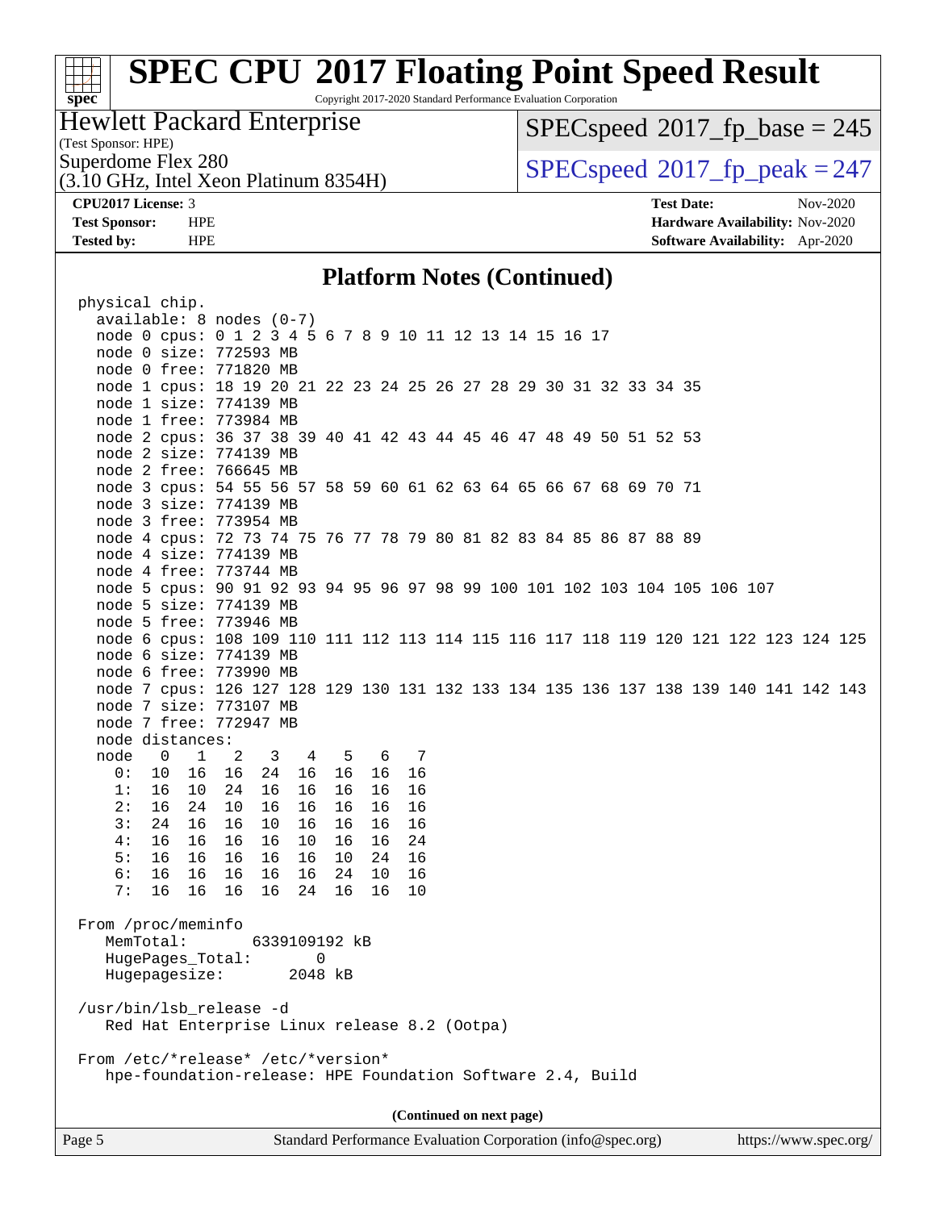# SPEC CPU 2017 Floating Point Speed Result

Copyright 2017-2020 Standard Performance Evaluation Corporation

**Hewlett Packard Enterprise**
(Test Sponsor: HPE)
Superdome Flex 280
(3.10 GHz, Intel Xeon Platinum 8354H)

SPECspeed 2017_fp_base = 245
SPECspeed 2017_fp_peak = 247

**CPU2017 License:** 3
**Test Sponsor:** HPE
**Tested by:** HPE

**Test Date:** Nov-2020
**Hardware Availability:** Nov-2020
**Software Availability:** Apr-2020

## Platform Notes (Continued)

```
physical chip.
  available: 8 nodes (0-7)
  node 0 cpus: 0 1 2 3 4 5 6 7 8 9 10 11 12 13 14 15 16 17
  node 0 size: 772593 MB
  node 0 free: 771820 MB
  node 1 cpus: 18 19 20 21 22 23 24 25 26 27 28 29 30 31 32 33 34 35
  node 1 size: 774139 MB
  node 1 free: 773984 MB
  node 2 cpus: 36 37 38 39 40 41 42 43 44 45 46 47 48 49 50 51 52 53
  node 2 size: 774139 MB
  node 2 free: 766645 MB
  node 3 cpus: 54 55 56 57 58 59 60 61 62 63 64 65 66 67 68 69 70 71
  node 3 size: 774139 MB
  node 3 free: 773954 MB
  node 4 cpus: 72 73 74 75 76 77 78 79 80 81 82 83 84 85 86 87 88 89
  node 4 size: 774139 MB
  node 4 free: 773744 MB
  node 5 cpus: 90 91 92 93 94 95 96 97 98 99 100 101 102 103 104 105 106 107
  node 5 size: 774139 MB
  node 5 free: 773946 MB
  node 6 cpus: 108 109 110 111 112 113 114 115 116 117 118 119 120 121 122 123 124 125
  node 6 size: 774139 MB
  node 6 free: 773990 MB
  node 7 cpus: 126 127 128 129 130 131 132 133 134 135 136 137 138 139 140 141 142 143
  node 7 size: 773107 MB
  node 7 free: 772947 MB
  node distances:
  node   0   1   2   3   4   5   6   7
    0:  10  16  16  24  16  16  16  16
    1:  16  10  24  16  16  16  16  16
    2:  16  24  10  16  16  16  16  16
    3:  24  16  16  10  16  16  16  16
    4:  16  16  16  16  10  16  16  24
    5:  16  16  16  16  16  10  24  16
    6:  16  16  16  16  16  24  10  16
    7:  16  16  16  16  24  16  16  10

From /proc/meminfo
   MemTotal:       6339109192 kB
   HugePages_Total:        0
   Hugepagesize:        2048 kB

/usr/bin/lsb_release -d
   Red Hat Enterprise Linux release 8.2 (Ootpa)

From /etc/*release* /etc/*version*
   hpe-foundation-release: HPE Foundation Software 2.4, Build
```

(Continued on next page)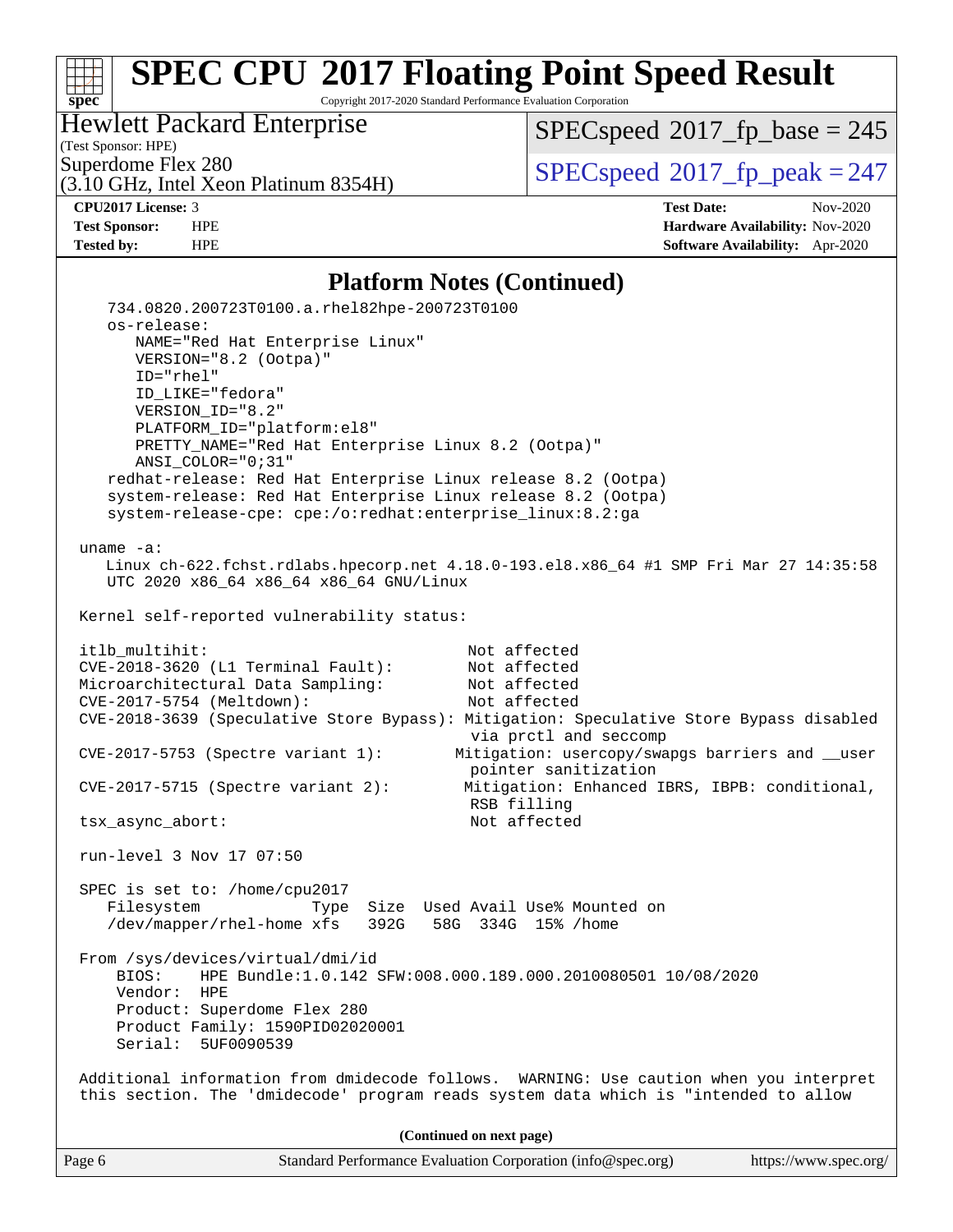# SPEC CPU 2017 Floating Point Speed Result

Copyright 2017-2020 Standard Performance Evaluation Corporation

**Hewlett Packard Enterprise**
(Test Sponsor: HPE)
Superdome Flex 280
(3.10 GHz, Intel Xeon Platinum 8354H)

SPECspeed 2017_fp_base = 245
SPECspeed 2017_fp_peak = 247

**CPU2017 License:** 3
**Test Sponsor:** HPE
**Tested by:** HPE
**Test Date:** Nov-2020
**Hardware Availability:** Nov-2020
**Software Availability:** Apr-2020

## Platform Notes (Continued)

```
    734.0820.200723T0100.a.rhel82hpe-200723T0100
    os-release:
       NAME="Red Hat Enterprise Linux"
       VERSION="8.2 (Ootpa)"
       ID="rhel"
       ID_LIKE="fedora"
       VERSION_ID="8.2"
       PLATFORM_ID="platform:el8"
       PRETTY_NAME="Red Hat Enterprise Linux 8.2 (Ootpa)"
       ANSI_COLOR="0;31"
    redhat-release: Red Hat Enterprise Linux release 8.2 (Ootpa)
    system-release: Red Hat Enterprise Linux release 8.2 (Ootpa)
    system-release-cpe: cpe:/o:redhat:enterprise_linux:8.2:ga

 uname -a:
    Linux ch-622.fchst.rdlabs.hpecorp.net 4.18.0-193.el8.x86_64 #1 SMP Fri Mar 27 14:35:58
    UTC 2020 x86_64 x86_64 x86_64 GNU/Linux

 Kernel self-reported vulnerability status:

 itlb_multihit:                             Not affected
 CVE-2018-3620 (L1 Terminal Fault):         Not affected
 Microarchitectural Data Sampling:          Not affected
 CVE-2017-5754 (Meltdown):                  Not affected
 CVE-2018-3639 (Speculative Store Bypass): Mitigation: Speculative Store Bypass disabled
                                            via prctl and seccomp
 CVE-2017-5753 (Spectre variant 1):        Mitigation: usercopy/swapgs barriers and __user
                                            pointer sanitization
 CVE-2017-5715 (Spectre variant 2):        Mitigation: Enhanced IBRS, IBPB: conditional,
                                            RSB filling
 tsx_async_abort:                           Not affected

 run-level 3 Nov 17 07:50

 SPEC is set to: /home/cpu2017
    Filesystem            Type  Size  Used Avail Use% Mounted on
    /dev/mapper/rhel-home xfs   392G   58G  334G  15% /home

 From /sys/devices/virtual/dmi/id
     BIOS:    HPE Bundle:1.0.142 SFW:008.000.189.000.2010080501 10/08/2020
     Vendor:  HPE
     Product: Superdome Flex 280
     Product Family: 1590PID02020001
     Serial:  5UF0090539

 Additional information from dmidecode follows.  WARNING: Use caution when you interpret
 this section. The 'dmidecode' program reads system data which is "intended to allow
```

**(Continued on next page)**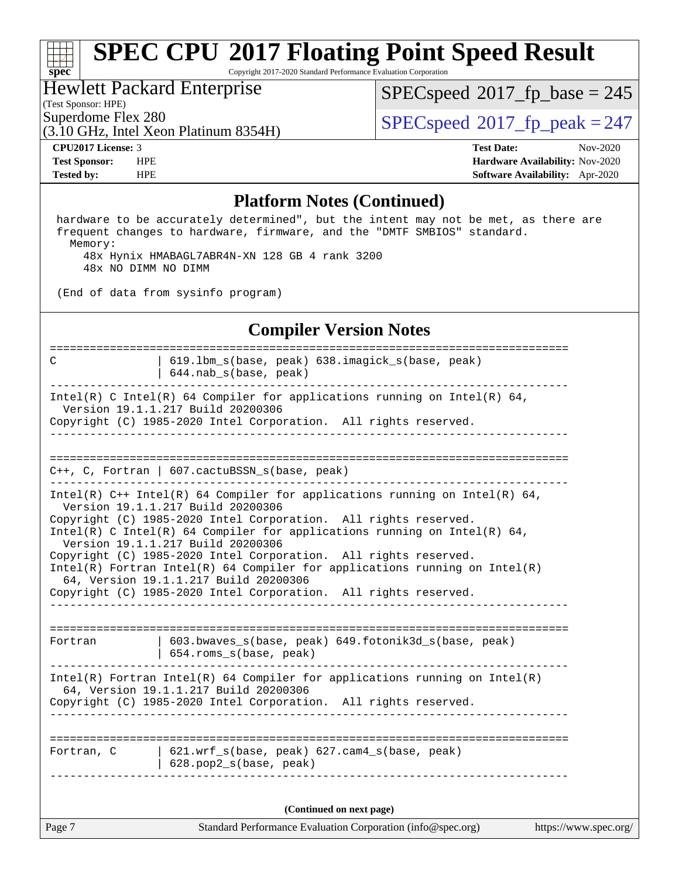# SPEC CPU 2017 Floating Point Speed Result

Copyright 2017-2020 Standard Performance Evaluation Corporation

**Hewlett Packard Enterprise**
(Test Sponsor: HPE)
Superdome Flex 280
(3.10 GHz, Intel Xeon Platinum 8354H)

SPECspeed 2017_fp_base = 245
SPECspeed 2017_fp_peak = 247

**CPU2017 License:** 3
**Test Sponsor:** HPE
**Tested by:** HPE

**Test Date:** Nov-2020
**Hardware Availability:** Nov-2020
**Software Availability:** Apr-2020

## Platform Notes (Continued)

```
hardware to be accurately determined", but the intent may not be met, as there are
frequent changes to hardware, firmware, and the "DMTF SMBIOS" standard.
  Memory:
    48x Hynix HMABAGL7ABR4N-XN 128 GB 4 rank 3200
    48x NO DIMM NO DIMM

(End of data from sysinfo program)
```

## Compiler Version Notes

```
==============================================================================
C               | 619.lbm_s(base, peak) 638.imagick_s(base, peak)
                | 644.nab_s(base, peak)
------------------------------------------------------------------------------
Intel(R) C Intel(R) 64 Compiler for applications running on Intel(R) 64,
  Version 19.1.1.217 Build 20200306
Copyright (C) 1985-2020 Intel Corporation.  All rights reserved.
------------------------------------------------------------------------------

==============================================================================
C++, C, Fortran | 607.cactuBSSN_s(base, peak)
------------------------------------------------------------------------------
Intel(R) C++ Intel(R) 64 Compiler for applications running on Intel(R) 64,
  Version 19.1.1.217 Build 20200306
Copyright (C) 1985-2020 Intel Corporation.  All rights reserved.
Intel(R) C Intel(R) 64 Compiler for applications running on Intel(R) 64,
  Version 19.1.1.217 Build 20200306
Copyright (C) 1985-2020 Intel Corporation.  All rights reserved.
Intel(R) Fortran Intel(R) 64 Compiler for applications running on Intel(R)
  64, Version 19.1.1.217 Build 20200306
Copyright (C) 1985-2020 Intel Corporation.  All rights reserved.
------------------------------------------------------------------------------

==============================================================================
Fortran         | 603.bwaves_s(base, peak) 649.fotonik3d_s(base, peak)
                | 654.roms_s(base, peak)
------------------------------------------------------------------------------
Intel(R) Fortran Intel(R) 64 Compiler for applications running on Intel(R)
  64, Version 19.1.1.217 Build 20200306
Copyright (C) 1985-2020 Intel Corporation.  All rights reserved.
------------------------------------------------------------------------------

==============================================================================
Fortran, C      | 621.wrf_s(base, peak) 627.cam4_s(base, peak)
                | 628.pop2_s(base, peak)
------------------------------------------------------------------------------
```

**(Continued on next page)**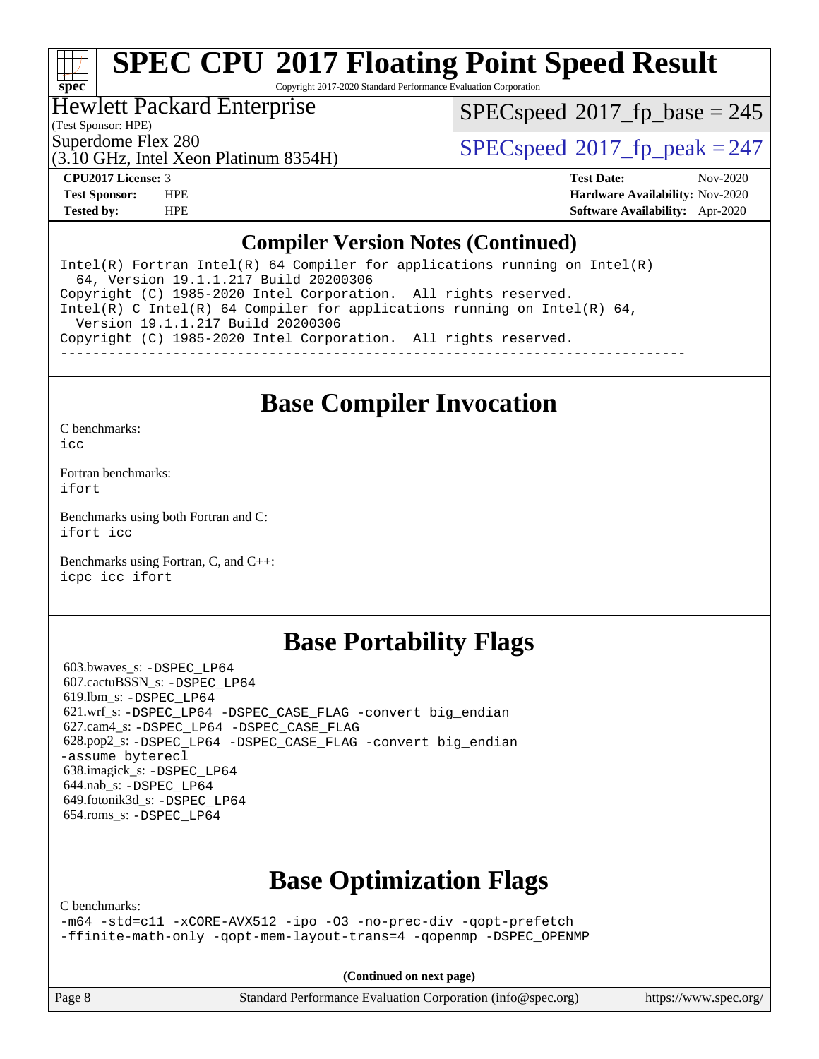## Compiler Version Notes (Continued)

```
Intel(R) Fortran Intel(R) 64 Compiler for applications running on Intel(R)
  64, Version 19.1.1.217 Build 20200306
Copyright (C) 1985-2020 Intel Corporation.  All rights reserved.
Intel(R) C Intel(R) 64 Compiler for applications running on Intel(R) 64,
  Version 19.1.1.217 Build 20200306
Copyright (C) 1985-2020 Intel Corporation.  All rights reserved.
------------------------------------------------------------------------------
```

## Base Compiler Invocation

C benchmarks:
icc

Fortran benchmarks:
ifort

Benchmarks using both Fortran and C:
ifort icc

Benchmarks using Fortran, C, and C++:
icpc icc ifort

## Base Portability Flags

603.bwaves_s: -DSPEC_LP64
607.cactuBSSN_s: -DSPEC_LP64
619.lbm_s: -DSPEC_LP64
621.wrf_s: -DSPEC_LP64 -DSPEC_CASE_FLAG -convert big_endian
627.cam4_s: -DSPEC_LP64 -DSPEC_CASE_FLAG
628.pop2_s: -DSPEC_LP64 -DSPEC_CASE_FLAG -convert big_endian -assume byterecl
638.imagick_s: -DSPEC_LP64
644.nab_s: -DSPEC_LP64
649.fotonik3d_s: -DSPEC_LP64
654.roms_s: -DSPEC_LP64

## Base Optimization Flags

C benchmarks:
-m64 -std=c11 -xCORE-AVX512 -ipo -O3 -no-prec-div -qopt-prefetch
-ffinite-math-only -qopt-mem-layout-trans=4 -qopenmp -DSPEC_OPENMP

**(Continued on next page)**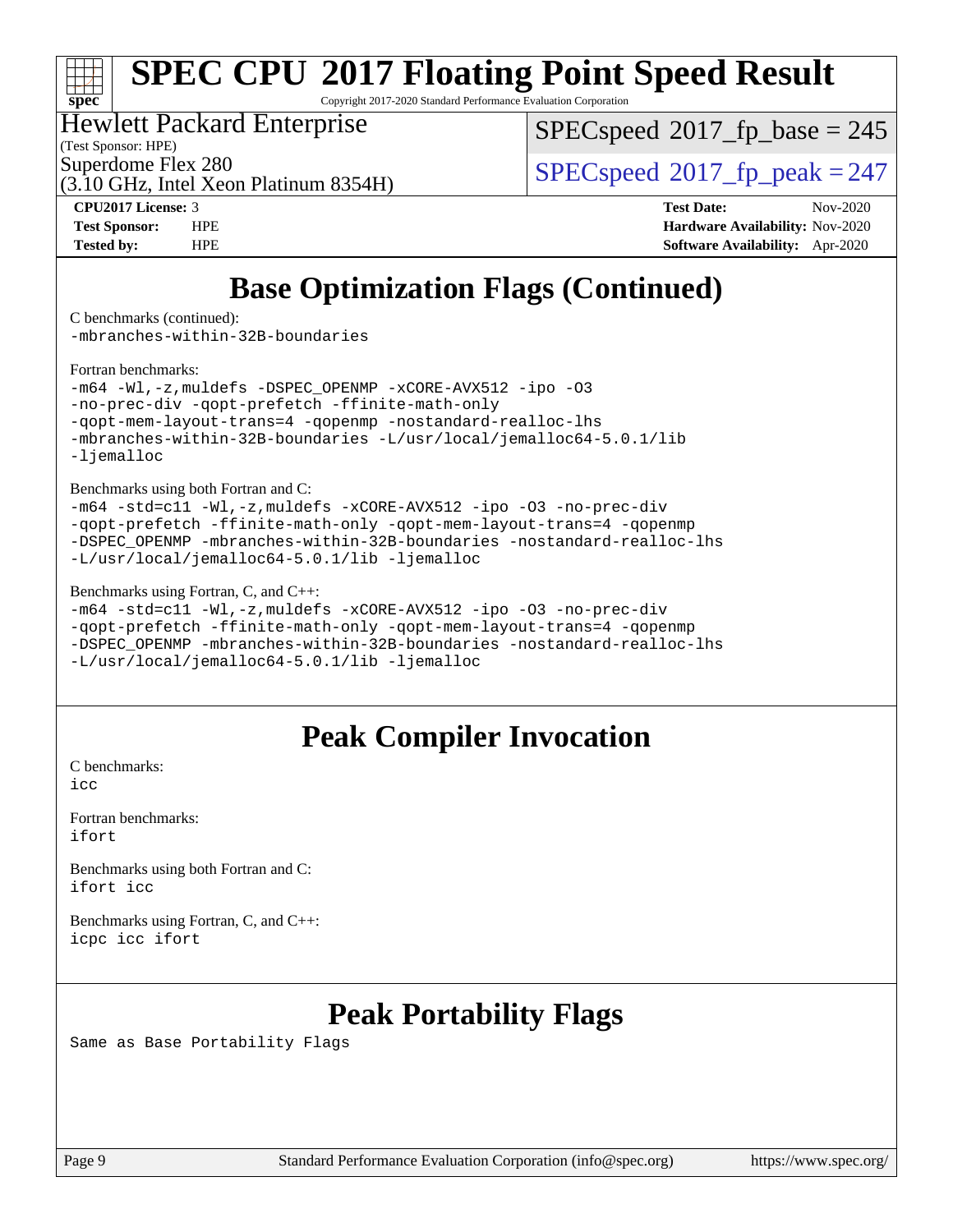# Base Optimization Flags (Continued)

C benchmarks (continued):
```
-mbranches-within-32B-boundaries
```

Fortran benchmarks:
```
-m64 -Wl,-z,muldefs -DSPEC_OPENMP -xCORE-AVX512 -ipo -O3
-no-prec-div -qopt-prefetch -ffinite-math-only
-qopt-mem-layout-trans=4 -qopenmp -nostandard-realloc-lhs
-mbranches-within-32B-boundaries -L/usr/local/jemalloc64-5.0.1/lib
-ljemalloc
```

Benchmarks using both Fortran and C:
```
-m64 -std=c11 -Wl,-z,muldefs -xCORE-AVX512 -ipo -O3 -no-prec-div
-qopt-prefetch -ffinite-math-only -qopt-mem-layout-trans=4 -qopenmp
-DSPEC_OPENMP -mbranches-within-32B-boundaries -nostandard-realloc-lhs
-L/usr/local/jemalloc64-5.0.1/lib -ljemalloc
```

Benchmarks using Fortran, C, and C++:
```
-m64 -std=c11 -Wl,-z,muldefs -xCORE-AVX512 -ipo -O3 -no-prec-div
-qopt-prefetch -ffinite-math-only -qopt-mem-layout-trans=4 -qopenmp
-DSPEC_OPENMP -mbranches-within-32B-boundaries -nostandard-realloc-lhs
-L/usr/local/jemalloc64-5.0.1/lib -ljemalloc
```

# Peak Compiler Invocation

C benchmarks:
```
icc
```

Fortran benchmarks:
```
ifort
```

Benchmarks using both Fortran and C:
```
ifort icc
```

Benchmarks using Fortran, C, and C++:
```
icpc icc ifort
```

# Peak Portability Flags

Same as Base Portability Flags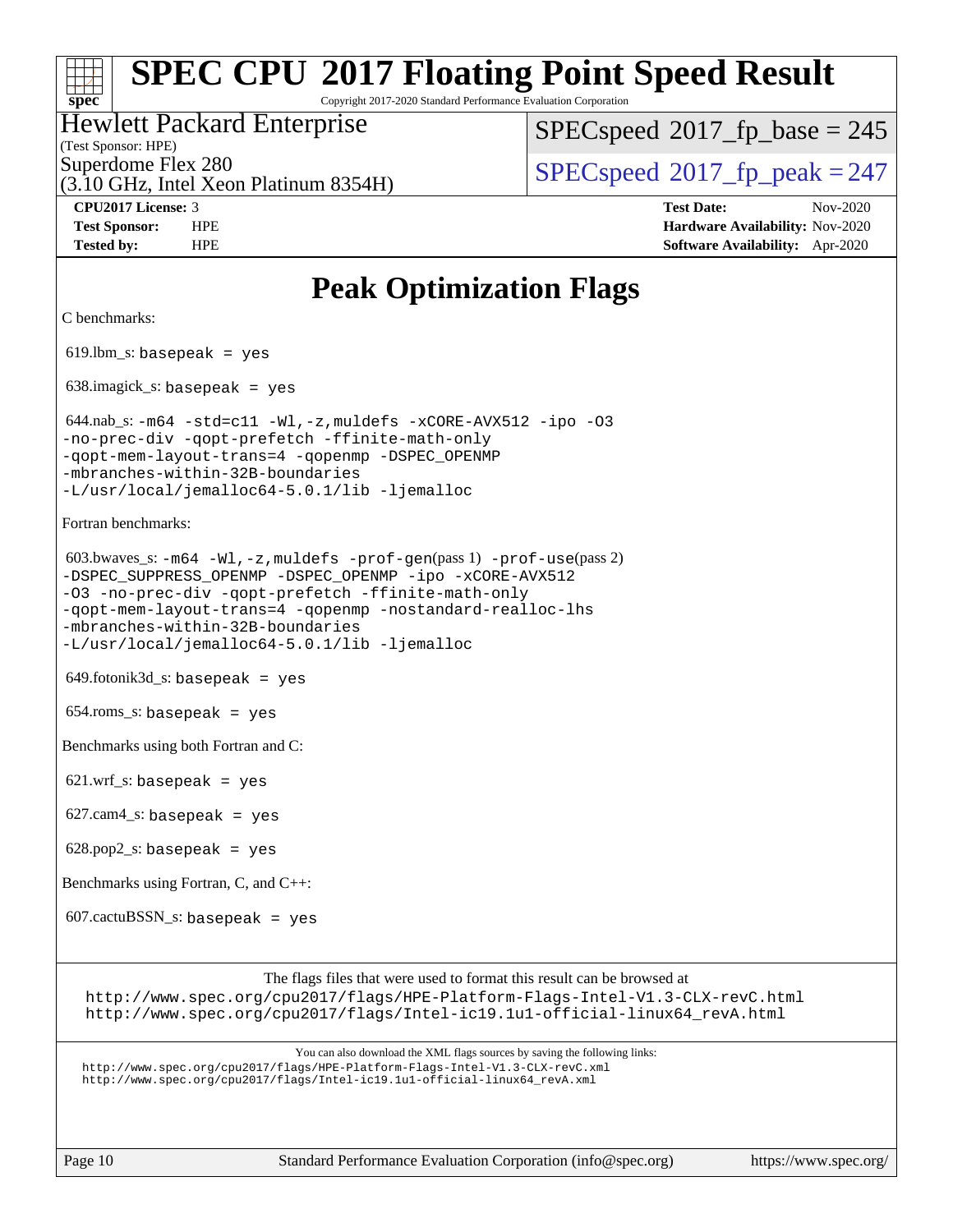# SPEC CPU 2017 Floating Point Speed Result

Copyright 2017-2020 Standard Performance Evaluation Corporation

**Hewlett Packard Enterprise**
(Test Sponsor: HPE)
Superdome Flex 280
(3.10 GHz, Intel Xeon Platinum 8354H)

SPECspeed 2017_fp_base = 245
SPECspeed 2017_fp_peak = 247

**CPU2017 License:** 3
**Test Sponsor:** HPE
**Tested by:** HPE

**Test Date:** Nov-2020
**Hardware Availability:** Nov-2020
**Software Availability:** Apr-2020

## Peak Optimization Flags

C benchmarks:

619.lbm_s: `basepeak = yes`

638.imagick_s: `basepeak = yes`

644.nab_s: `-m64 -std=c11 -Wl,-z,muldefs -xCORE-AVX512 -ipo -O3 -no-prec-div -qopt-prefetch -ffinite-math-only -qopt-mem-layout-trans=4 -qopenmp -DSPEC_OPENMP -mbranches-within-32B-boundaries -L/usr/local/jemalloc64-5.0.1/lib -ljemalloc`

Fortran benchmarks:

603.bwaves_s: `-m64 -Wl,-z,muldefs -prof-gen`(pass 1) `-prof-use`(pass 2) `-DSPEC_SUPPRESS_OPENMP -DSPEC_OPENMP -ipo -xCORE-AVX512 -O3 -no-prec-div -qopt-prefetch -ffinite-math-only -qopt-mem-layout-trans=4 -qopenmp -nostandard-realloc-lhs -mbranches-within-32B-boundaries -L/usr/local/jemalloc64-5.0.1/lib -ljemalloc`

649.fotonik3d_s: `basepeak = yes`

654.roms_s: `basepeak = yes`

Benchmarks using both Fortran and C:

621.wrf_s: `basepeak = yes`

627.cam4_s: `basepeak = yes`

628.pop2_s: `basepeak = yes`

Benchmarks using Fortran, C, and C++:

607.cactuBSSN_s: `basepeak = yes`

The flags files that were used to format this result can be browsed at
http://www.spec.org/cpu2017/flags/HPE-Platform-Flags-Intel-V1.3-CLX-revC.html
http://www.spec.org/cpu2017/flags/Intel-ic19.1u1-official-linux64_revA.html

You can also download the XML flags sources by saving the following links:
http://www.spec.org/cpu2017/flags/HPE-Platform-Flags-Intel-V1.3-CLX-revC.xml
http://www.spec.org/cpu2017/flags/Intel-ic19.1u1-official-linux64_revA.xml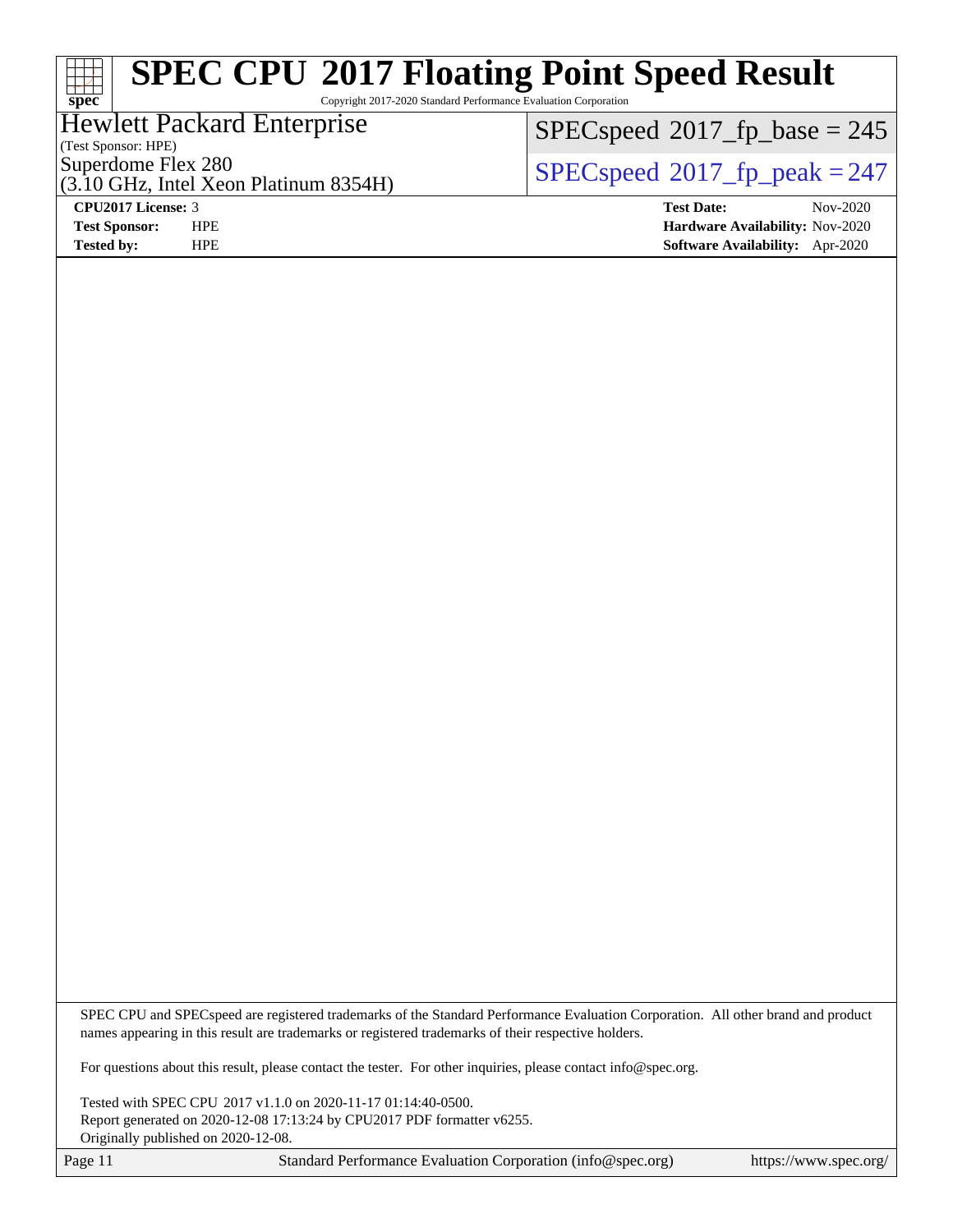SPEC CPU and SPECspeed are registered trademarks of the Standard Performance Evaluation Corporation. All other brand and product names appearing in this result are trademarks or registered trademarks of their respective holders.

For questions about this result, please contact the tester. For other inquiries, please contact info@spec.org.

Tested with SPEC CPU 2017 v1.1.0 on 2020-11-17 01:14:40-0500.
Report generated on 2020-12-08 17:13:24 by CPU2017 PDF formatter v6255.
Originally published on 2020-12-08.